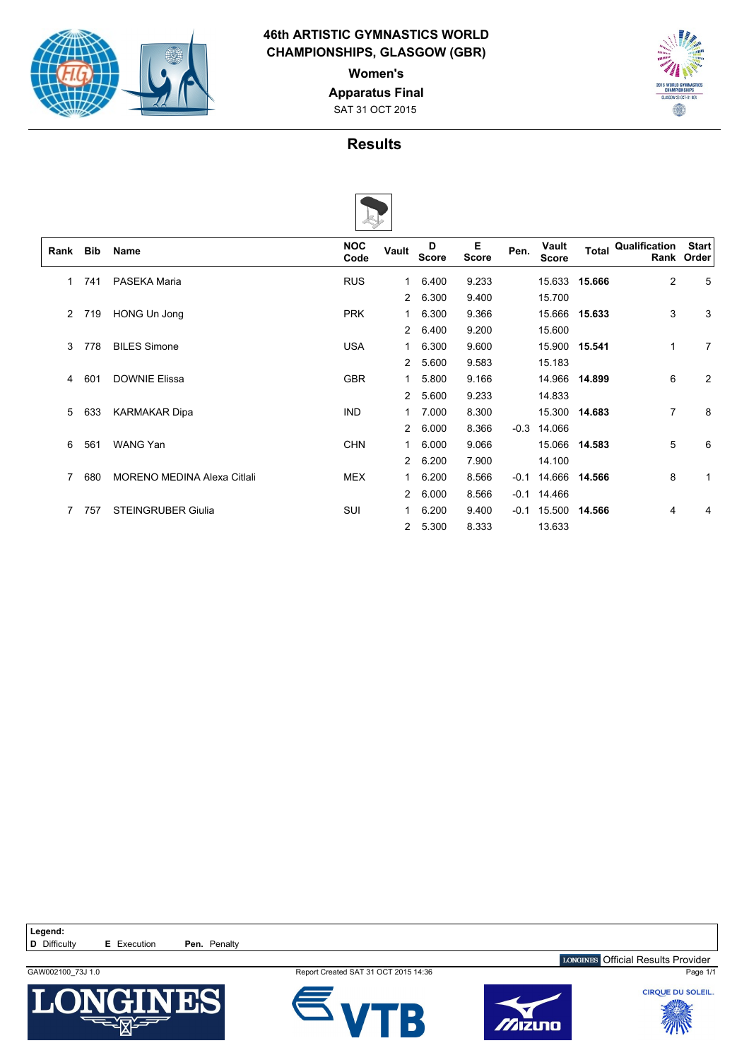# 46th ARTISTIC GYMNASTICS WORLD CHAMPIONSHIPS, GLASGOW (GBR)

## Women's

### Apparatus Final

SAT 31 OCT 2015

## Results

| Rank | Bib | Name | NOC Code | Vault | D Score | E Score | Pen. | Vault Score | Total | Qualification Rank | Start Order |
|---|---|---|---|---|---|---|---|---|---|---|---|
| 1 | 741 | PASEKA Maria | RUS | 1 | 6.400 | 9.233 | | 15.633 | **15.666** | 2 | 5 |
| | | | | 2 | 6.300 | 9.400 | | 15.700 | | | |
| 2 | 719 | HONG Un Jong | PRK | 1 | 6.300 | 9.366 | | 15.666 | **15.633** | 3 | 3 |
| | | | | 2 | 6.400 | 9.200 | | 15.600 | | | |
| 3 | 778 | BILES Simone | USA | 1 | 6.300 | 9.600 | | 15.900 | **15.541** | 1 | 7 |
| | | | | 2 | 5.600 | 9.583 | | 15.183 | | | |
| 4 | 601 | DOWNIE Elissa | GBR | 1 | 5.800 | 9.166 | | 14.966 | **14.899** | 6 | 2 |
| | | | | 2 | 5.600 | 9.233 | | 14.833 | | | |
| 5 | 633 | KARMAKAR Dipa | IND | 1 | 7.000 | 8.300 | | 15.300 | **14.683** | 7 | 8 |
| | | | | 2 | 6.000 | 8.366 | -0.3 | 14.066 | | | |
| 6 | 561 | WANG Yan | CHN | 1 | 6.000 | 9.066 | | 15.066 | **14.583** | 5 | 6 |
| | | | | 2 | 6.200 | 7.900 | | 14.100 | | | |
| 7 | 680 | MORENO MEDINA Alexa Citlali | MEX | 1 | 6.200 | 8.566 | -0.1 | 14.666 | **14.566** | 8 | 1 |
| | | | | 2 | 6.000 | 8.566 | -0.1 | 14.466 | | | |
| 7 | 757 | STEINGRUBER Giulia | SUI | 1 | 6.200 | 9.400 | -0.1 | 15.500 | **14.566** | 4 | 4 |
| | | | | 2 | 5.300 | 8.333 | | 13.633 | | | |

**Legend:**
**D** Difficulty **E** Execution **Pen.** Penalty

LONGINES Official Results Provider

GAW002100_73J 1.0 — Report Created SAT 31 OCT 2015 14:36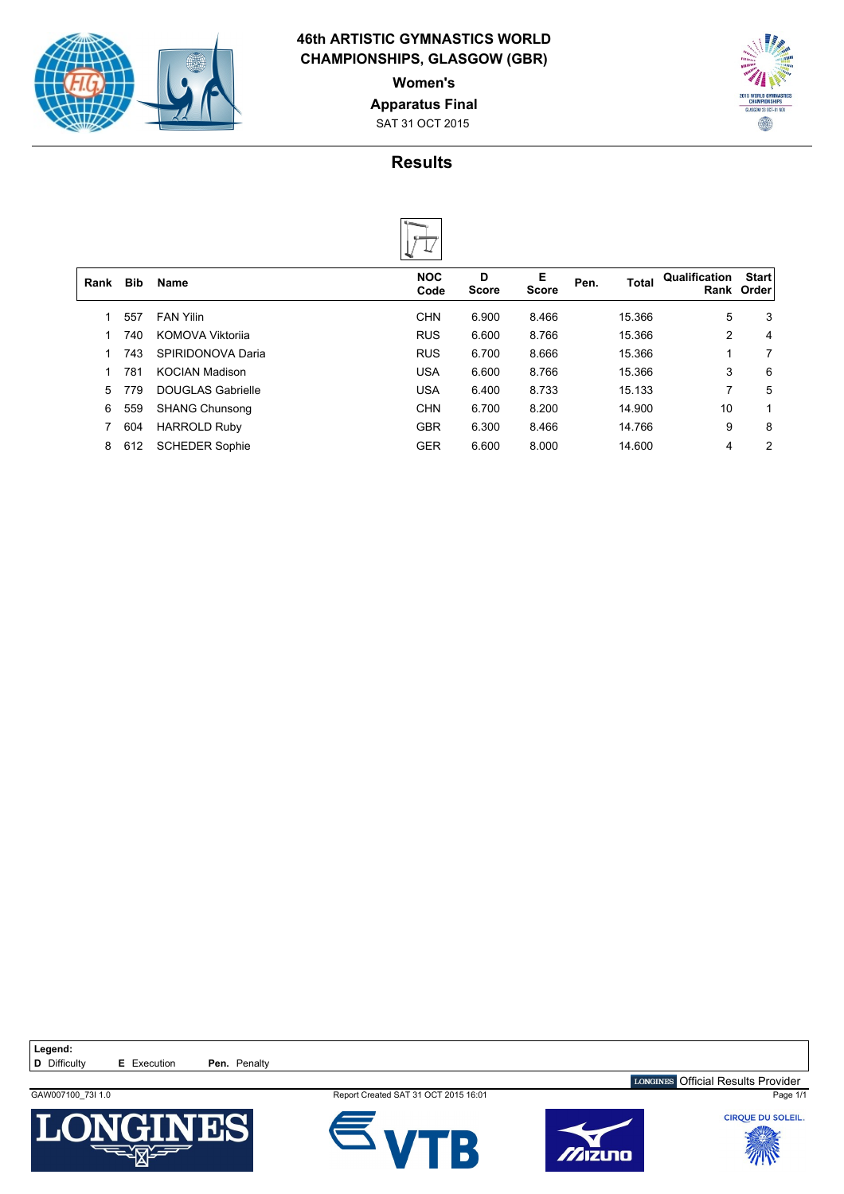# 46th ARTISTIC GYMNASTICS WORLD CHAMPIONSHIPS, GLASGOW (GBR)

**Women's**

**Apparatus Final**

SAT 31 OCT 2015

## Results

| Rank | Bib | Name | NOC Code | D Score | E Score | Pen. | Total | Qualification Rank | Start Order |
|---|---|---|---|---|---|---|---|---|---|
| 1 | 557 | FAN Yilin | CHN | 6.900 | 8.466 | | 15.366 | 5 | 3 |
| 1 | 740 | KOMOVA Viktoriia | RUS | 6.600 | 8.766 | | 15.366 | 2 | 4 |
| 1 | 743 | SPIRIDONOVA Daria | RUS | 6.700 | 8.666 | | 15.366 | 1 | 7 |
| 1 | 781 | KOCIAN Madison | USA | 6.600 | 8.766 | | 15.366 | 3 | 6 |
| 5 | 779 | DOUGLAS Gabrielle | USA | 6.400 | 8.733 | | 15.133 | 7 | 5 |
| 6 | 559 | SHANG Chunsong | CHN | 6.700 | 8.200 | | 14.900 | 10 | 1 |
| 7 | 604 | HARROLD Ruby | GBR | 6.300 | 8.466 | | 14.766 | 9 | 8 |
| 8 | 612 | SCHEDER Sophie | GER | 6.600 | 8.000 | | 14.600 | 4 | 2 |

**Legend:**
**D** Difficulty **E** Execution **Pen.** Penalty

LONGINES Official Results Provider

GAW007100_73I 1.0 Report Created SAT 31 OCT 2015 16:01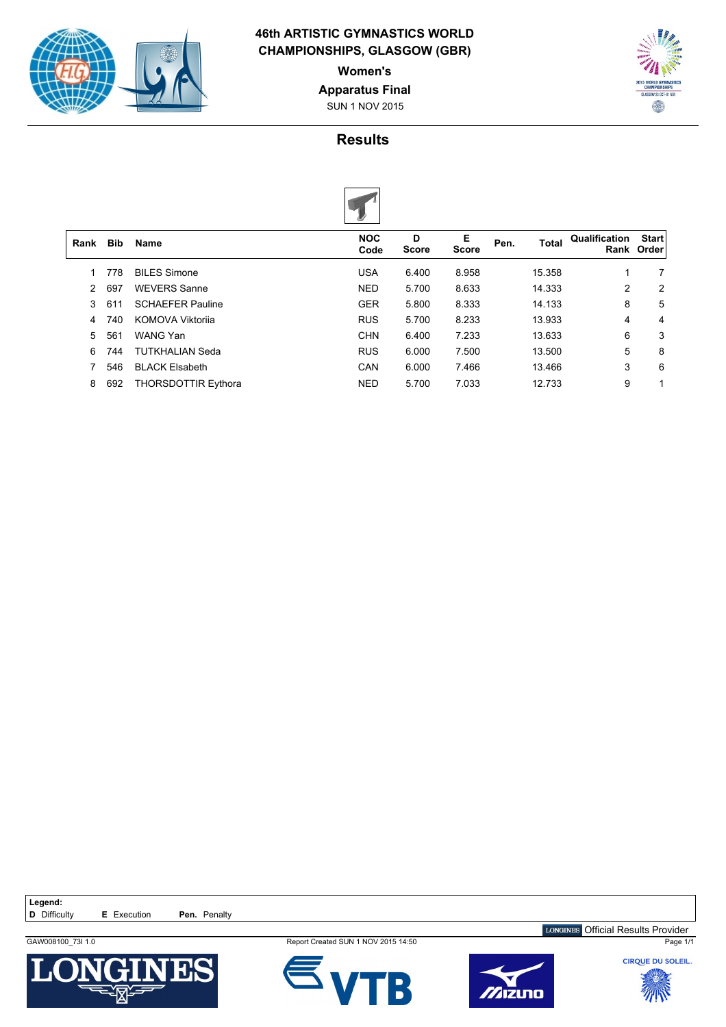# 46th ARTISTIC GYMNASTICS WORLD CHAMPIONSHIPS, GLASGOW (GBR)

## Women's

## Apparatus Final

SUN 1 NOV 2015

## Results

| Rank | Bib | Name | NOC Code | D Score | E Score | Pen. | Total | Qualification Rank | Start Order |
|---|---|---|---|---|---|---|---|---|---|
| 1 | 778 | BILES Simone | USA | 6.400 | 8.958 | | 15.358 | 1 | 7 |
| 2 | 697 | WEVERS Sanne | NED | 5.700 | 8.633 | | 14.333 | 2 | 2 |
| 3 | 611 | SCHAEFER Pauline | GER | 5.800 | 8.333 | | 14.133 | 8 | 5 |
| 4 | 740 | KOMOVA Viktoriia | RUS | 5.700 | 8.233 | | 13.933 | 4 | 4 |
| 5 | 561 | WANG Yan | CHN | 6.400 | 7.233 | | 13.633 | 6 | 3 |
| 6 | 744 | TUTKHALIAN Seda | RUS | 6.000 | 7.500 | | 13.500 | 5 | 8 |
| 7 | 546 | BLACK Elsabeth | CAN | 6.000 | 7.466 | | 13.466 | 3 | 6 |
| 8 | 692 | THORSDOTTIR Eythora | NED | 5.700 | 7.033 | | 12.733 | 9 | 1 |

**Legend:**
**D** Difficulty **E** Execution **Pen.** Penalty

LONGINES Official Results Provider

GAW008100_73I 1.0 Report Created SUN 1 NOV 2015 14:50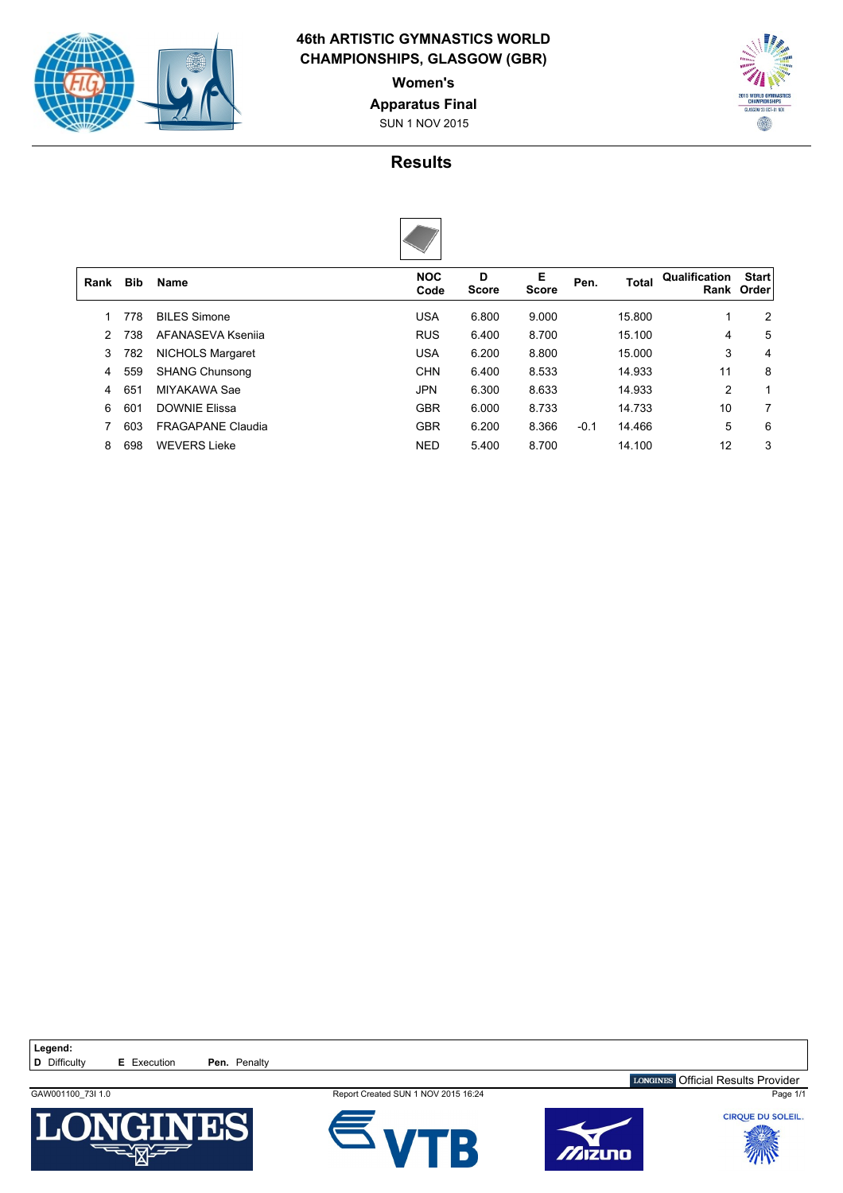# 46th ARTISTIC GYMNASTICS WORLD CHAMPIONSHIPS, GLASGOW (GBR)

## Women's

## Apparatus Final

SUN 1 NOV 2015

## Results

| Rank | Bib | Name | NOC Code | D Score | E Score | Pen. | Total | Qualification Rank | Start Order |
|---|---|---|---|---|---|---|---|---|---|
| 1 | 778 | BILES Simone | USA | 6.800 | 9.000 | | 15.800 | 1 | 2 |
| 2 | 738 | AFANASEVA Ksenia | RUS | 6.400 | 8.700 | | 15.100 | 4 | 5 |
| 3 | 782 | NICHOLS Margaret | USA | 6.200 | 8.800 | | 15.000 | 3 | 4 |
| 4 | 559 | SHANG Chunsong | CHN | 6.400 | 8.533 | | 14.933 | 11 | 8 |
| 4 | 651 | MIYAKAWA Sae | JPN | 6.300 | 8.633 | | 14.933 | 2 | 1 |
| 6 | 601 | DOWNIE Elissa | GBR | 6.000 | 8.733 | | 14.733 | 10 | 7 |
| 7 | 603 | FRAGAPANE Claudia | GBR | 6.200 | 8.366 | -0.1 | 14.466 | 5 | 6 |
| 8 | 698 | WEVERS Lieke | NED | 5.400 | 8.700 | | 14.100 | 12 | 3 |

**Legend:**
**D** Difficulty **E** Execution **Pen.** Penalty

LONGINES Official Results Provider

GAW001100_73I 1.0 Report Created SUN 1 NOV 2015 16:24